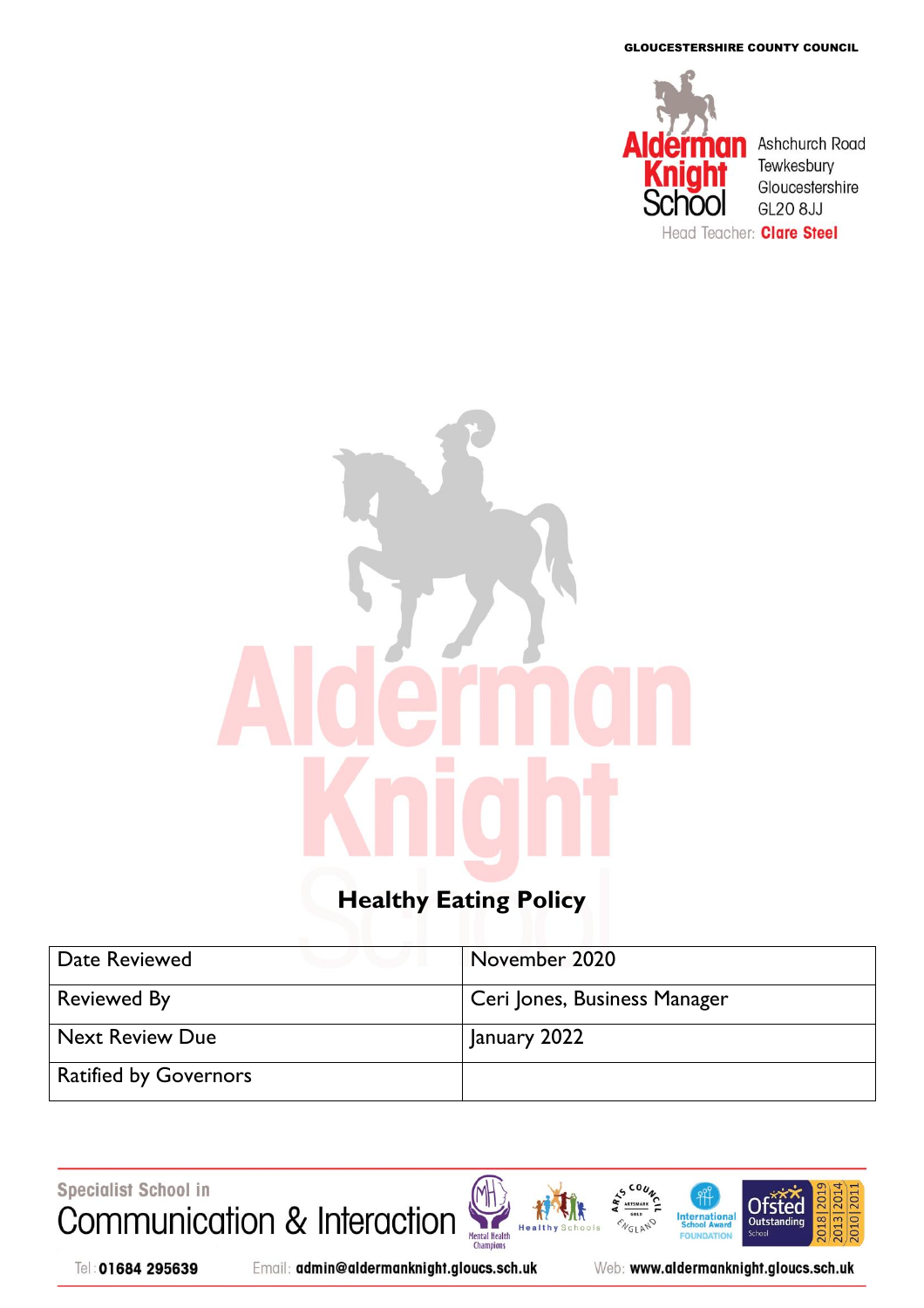GLOUCESTERSHIRE COUNTY COUNCIL

Alderman Knight School

Ashchurch Road
Tewkesbury
Gloucestershire
GL20 8JJ

Head Teacher: **Clare Steel**

# Healthy Eating Policy

| Date Reviewed | November 2020 |
|---|---|
| Reviewed By | Ceri Jones, Business Manager |
| Next Review Due | January 2022 |
| Ratified by Governors | |

Specialist School in
Communication & Interaction

Tel: **01684 295639** Email: **admin@aldermanknight.gloucs.sch.uk** Web: **www.aldermanknight.gloucs.sch.uk**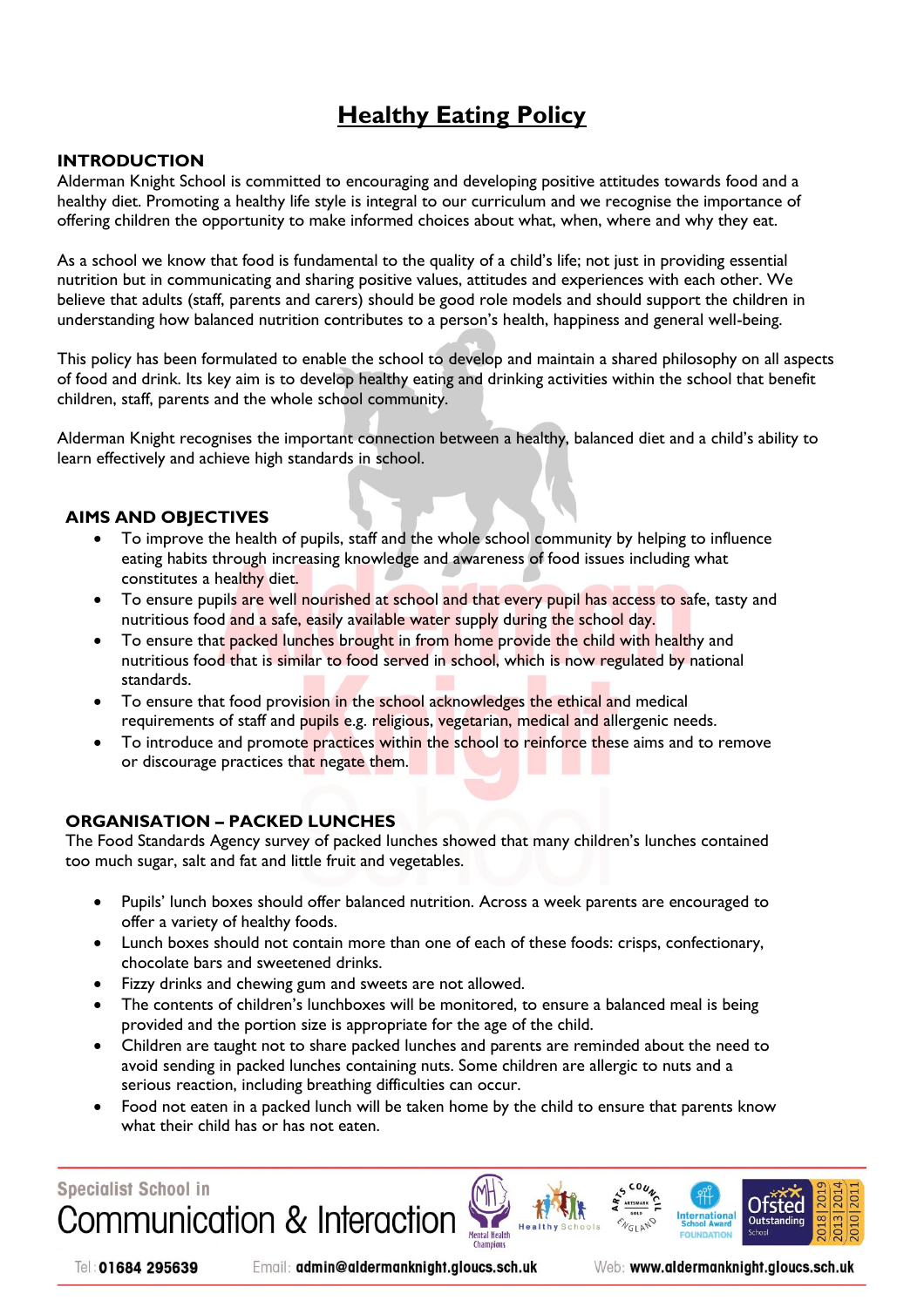# Healthy Eating Policy

## INTRODUCTION

Alderman Knight School is committed to encouraging and developing positive attitudes towards food and a healthy diet. Promoting a healthy life style is integral to our curriculum and we recognise the importance of offering children the opportunity to make informed choices about what, when, where and why they eat.

As a school we know that food is fundamental to the quality of a child's life; not just in providing essential nutrition but in communicating and sharing positive values, attitudes and experiences with each other. We believe that adults (staff, parents and carers) should be good role models and should support the children in understanding how balanced nutrition contributes to a person's health, happiness and general well-being.

This policy has been formulated to enable the school to develop and maintain a shared philosophy on all aspects of food and drink. Its key aim is to develop healthy eating and drinking activities within the school that benefit children, staff, parents and the whole school community.

Alderman Knight recognises the important connection between a healthy, balanced diet and a child's ability to learn effectively and achieve high standards in school.

## AIMS AND OBJECTIVES

- To improve the health of pupils, staff and the whole school community by helping to influence eating habits through increasing knowledge and awareness of food issues including what constitutes a healthy diet.
- To ensure pupils are well nourished at school and that every pupil has access to safe, tasty and nutritious food and a safe, easily available water supply during the school day.
- To ensure that packed lunches brought in from home provide the child with healthy and nutritious food that is similar to food served in school, which is now regulated by national standards.
- To ensure that food provision in the school acknowledges the ethical and medical requirements of staff and pupils e.g. religious, vegetarian, medical and allergenic needs.
- To introduce and promote practices within the school to reinforce these aims and to remove or discourage practices that negate them.

## ORGANISATION – PACKED LUNCHES

The Food Standards Agency survey of packed lunches showed that many children's lunches contained too much sugar, salt and fat and little fruit and vegetables.

- Pupils' lunch boxes should offer balanced nutrition. Across a week parents are encouraged to offer a variety of healthy foods.
- Lunch boxes should not contain more than one of each of these foods: crisps, confectionary, chocolate bars and sweetened drinks.
- Fizzy drinks and chewing gum and sweets are not allowed.
- The contents of children's lunchboxes will be monitored, to ensure a balanced meal is being provided and the portion size is appropriate for the age of the child.
- Children are taught not to share packed lunches and parents are reminded about the need to avoid sending in packed lunches containing nuts. Some children are allergic to nuts and a serious reaction, including breathing difficulties can occur.
- Food not eaten in a packed lunch will be taken home by the child to ensure that parents know what their child has or has not eaten.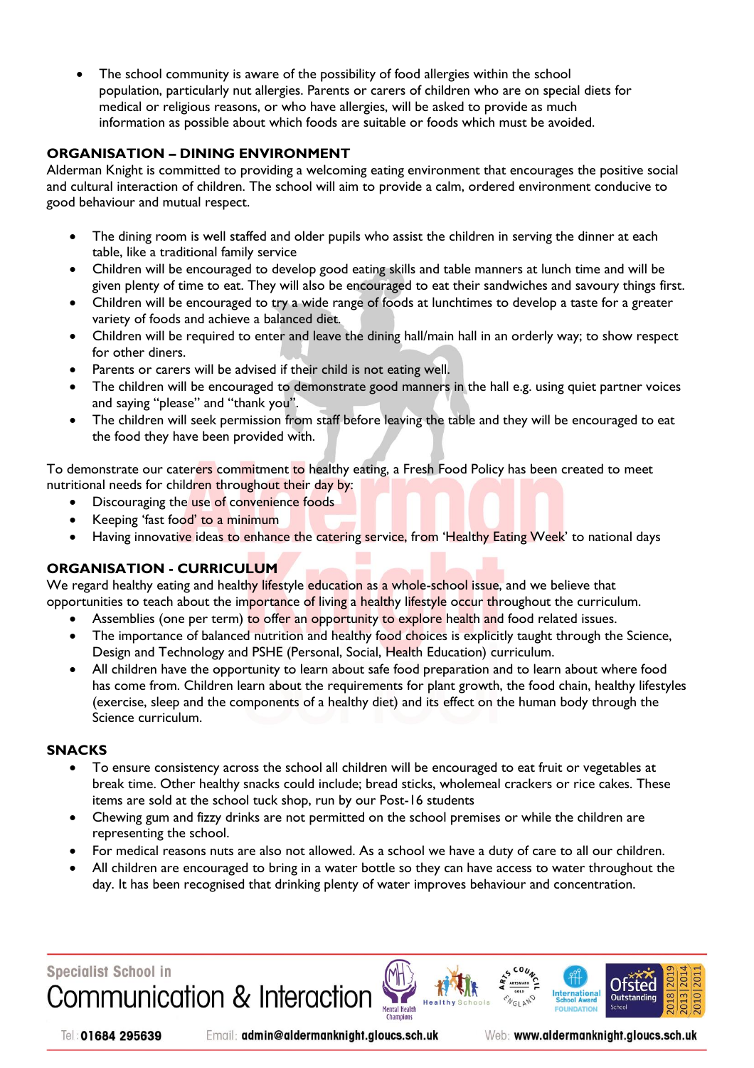- The school community is aware of the possibility of food allergies within the school population, particularly nut allergies. Parents or carers of children who are on special diets for medical or religious reasons, or who have allergies, will be asked to provide as much information as possible about which foods are suitable or foods which must be avoided.

## ORGANISATION – DINING ENVIRONMENT

Alderman Knight is committed to providing a welcoming eating environment that encourages the positive social and cultural interaction of children. The school will aim to provide a calm, ordered environment conducive to good behaviour and mutual respect.

- The dining room is well staffed and older pupils who assist the children in serving the dinner at each table, like a traditional family service
- Children will be encouraged to develop good eating skills and table manners at lunch time and will be given plenty of time to eat. They will also be encouraged to eat their sandwiches and savoury things first.
- Children will be encouraged to try a wide range of foods at lunchtimes to develop a taste for a greater variety of foods and achieve a balanced diet.
- Children will be required to enter and leave the dining hall/main hall in an orderly way; to show respect for other diners.
- Parents or carers will be advised if their child is not eating well.
- The children will be encouraged to demonstrate good manners in the hall e.g. using quiet partner voices and saying "please" and "thank you".
- The children will seek permission from staff before leaving the table and they will be encouraged to eat the food they have been provided with.

To demonstrate our caterers commitment to healthy eating, a Fresh Food Policy has been created to meet nutritional needs for children throughout their day by:

- Discouraging the use of convenience foods
- Keeping 'fast food' to a minimum
- Having innovative ideas to enhance the catering service, from 'Healthy Eating Week' to national days

## ORGANISATION - CURRICULUM

We regard healthy eating and healthy lifestyle education as a whole-school issue, and we believe that opportunities to teach about the importance of living a healthy lifestyle occur throughout the curriculum.

- Assemblies (one per term) to offer an opportunity to explore health and food related issues.
- The importance of balanced nutrition and healthy food choices is explicitly taught through the Science, Design and Technology and PSHE (Personal, Social, Health Education) curriculum.
- All children have the opportunity to learn about safe food preparation and to learn about where food has come from. Children learn about the requirements for plant growth, the food chain, healthy lifestyles (exercise, sleep and the components of a healthy diet) and its effect on the human body through the Science curriculum.

## SNACKS

- To ensure consistency across the school all children will be encouraged to eat fruit or vegetables at break time. Other healthy snacks could include; bread sticks, wholemeal crackers or rice cakes. These items are sold at the school tuck shop, run by our Post-16 students
- Chewing gum and fizzy drinks are not permitted on the school premises or while the children are representing the school.
- For medical reasons nuts are also not allowed. As a school we have a duty of care to all our children.
- All children are encouraged to bring in a water bottle so they can have access to water throughout the day. It has been recognised that drinking plenty of water improves behaviour and concentration.